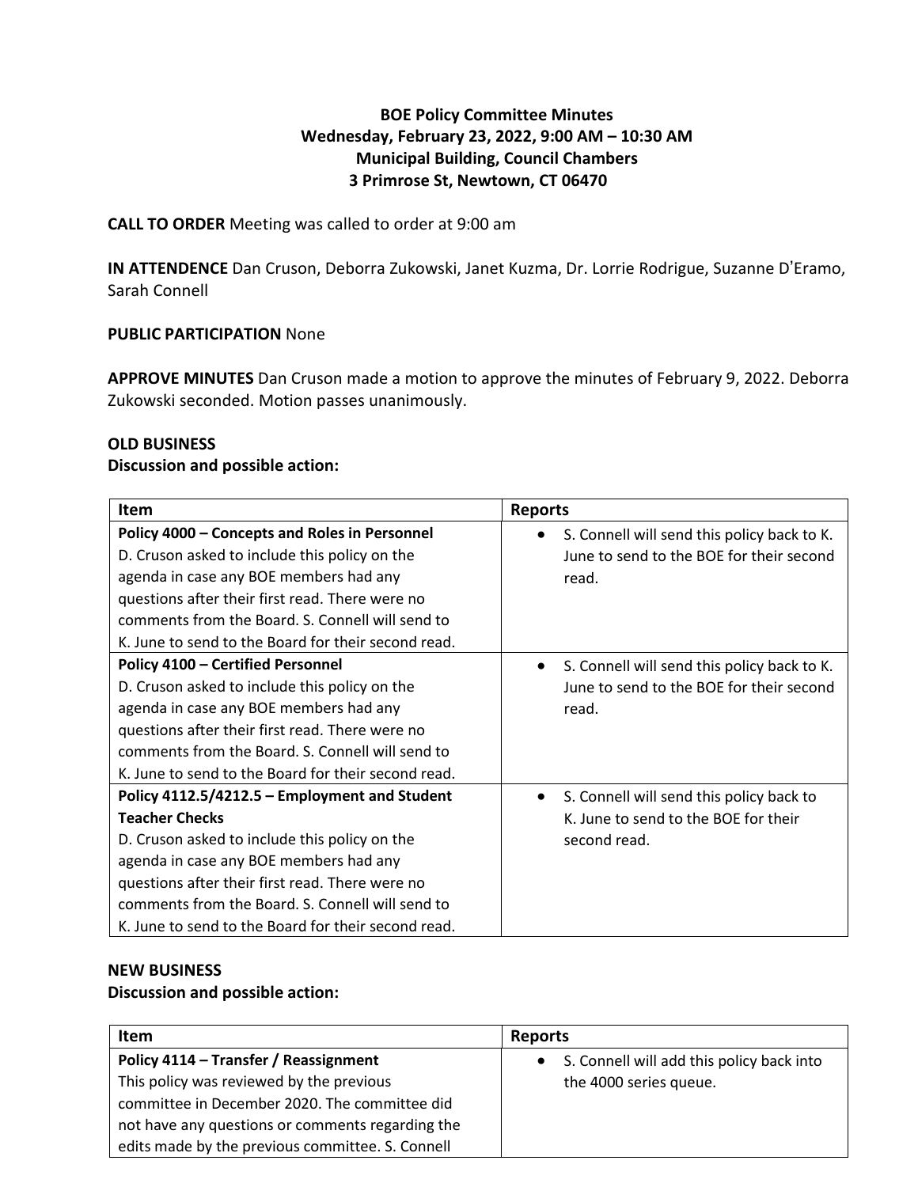**BOE Policy Committee Minutes**
**Wednesday, February 23, 2022, 9:00 AM – 10:30 AM**
**Municipal Building, Council Chambers**
**3 Primrose St, Newtown, CT 06470**

**CALL TO ORDER** Meeting was called to order at 9:00 am

**IN ATTENDENCE** Dan Cruson, Deborra Zukowski, Janet Kuzma, Dr. Lorrie Rodrigue, Suzanne D'Eramo, Sarah Connell

**PUBLIC PARTICIPATION** None

**APPROVE MINUTES** Dan Cruson made a motion to approve the minutes of February 9, 2022. Deborra Zukowski seconded. Motion passes unanimously.

**OLD BUSINESS**
**Discussion and possible action:**

| Item | Reports |
|---|---|
| **Policy 4000 – Concepts and Roles in Personnel** D. Cruson asked to include this policy on the agenda in case any BOE members had any questions after their first read. There were no comments from the Board. S. Connell will send to K. June to send to the Board for their second read. | • S. Connell will send this policy back to K. June to send to the BOE for their second read. |
| **Policy 4100 – Certified Personnel** D. Cruson asked to include this policy on the agenda in case any BOE members had any questions after their first read. There were no comments from the Board. S. Connell will send to K. June to send to the Board for their second read. | • S. Connell will send this policy back to K. June to send to the BOE for their second read. |
| **Policy 4112.5/4212.5 – Employment and Student Teacher Checks** D. Cruson asked to include this policy on the agenda in case any BOE members had any questions after their first read. There were no comments from the Board. S. Connell will send to K. June to send to the Board for their second read. | • S. Connell will send this policy back to K. June to send to the BOE for their second read. |

**NEW BUSINESS**
**Discussion and possible action:**

| Item | Reports |
|---|---|
| **Policy 4114 – Transfer / Reassignment** This policy was reviewed by the previous committee in December 2020. The committee did not have any questions or comments regarding the edits made by the previous committee. S. Connell | • S. Connell will add this policy back into the 4000 series queue. |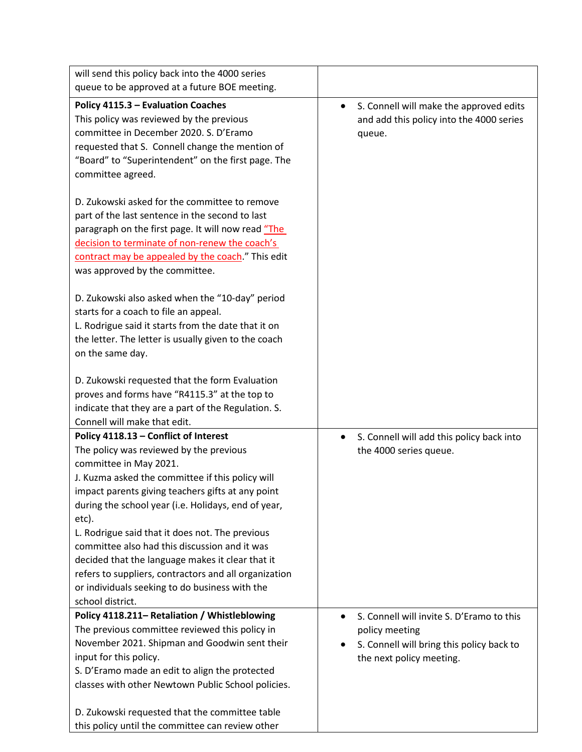| | |
|---|---|
| will send this policy back into the 4000 series queue to be approved at a future BOE meeting. | |
| **Policy 4115.3 – Evaluation Coaches**<br>This policy was reviewed by the previous committee in December 2020. S. D'Eramo requested that S. Connell change the mention of "Board" to "Superintendent" on the first page. The committee agreed.<br><br>D. Zukowski asked for the committee to remove part of the last sentence in the second to last paragraph on the first page. It will now read "The decision to terminate of non-renew the coach's contract may be appealed by the coach." This edit was approved by the committee.<br><br>D. Zukowski also asked when the "10-day" period starts for a coach to file an appeal.<br>L. Rodrigue said it starts from the date that it on the letter. The letter is usually given to the coach on the same day.<br><br>D. Zukowski requested that the form Evaluation proves and forms have "R4115.3" at the top to indicate that they are a part of the Regulation. S. Connell will make that edit. | • S. Connell will make the approved edits and add this policy into the 4000 series queue. |
| **Policy 4118.13 – Conflict of Interest**<br>The policy was reviewed by the previous committee in May 2021.<br>J. Kuzma asked the committee if this policy will impact parents giving teachers gifts at any point during the school year (i.e. Holidays, end of year, etc).<br>L. Rodrigue said that it does not. The previous committee also had this discussion and it was decided that the language makes it clear that it refers to suppliers, contractors and all organization or individuals seeking to do business with the school district. | • S. Connell will add this policy back into the 4000 series queue. |
| **Policy 4118.211– Retaliation / Whistleblowing**<br>The previous committee reviewed this policy in November 2021. Shipman and Goodwin sent their input for this policy.<br>S. D'Eramo made an edit to align the protected classes with other Newtown Public School policies.<br><br>D. Zukowski requested that the committee table this policy until the committee can review other | • S. Connell will invite S. D'Eramo to this policy meeting<br>• S. Connell will bring this policy back to the next policy meeting. |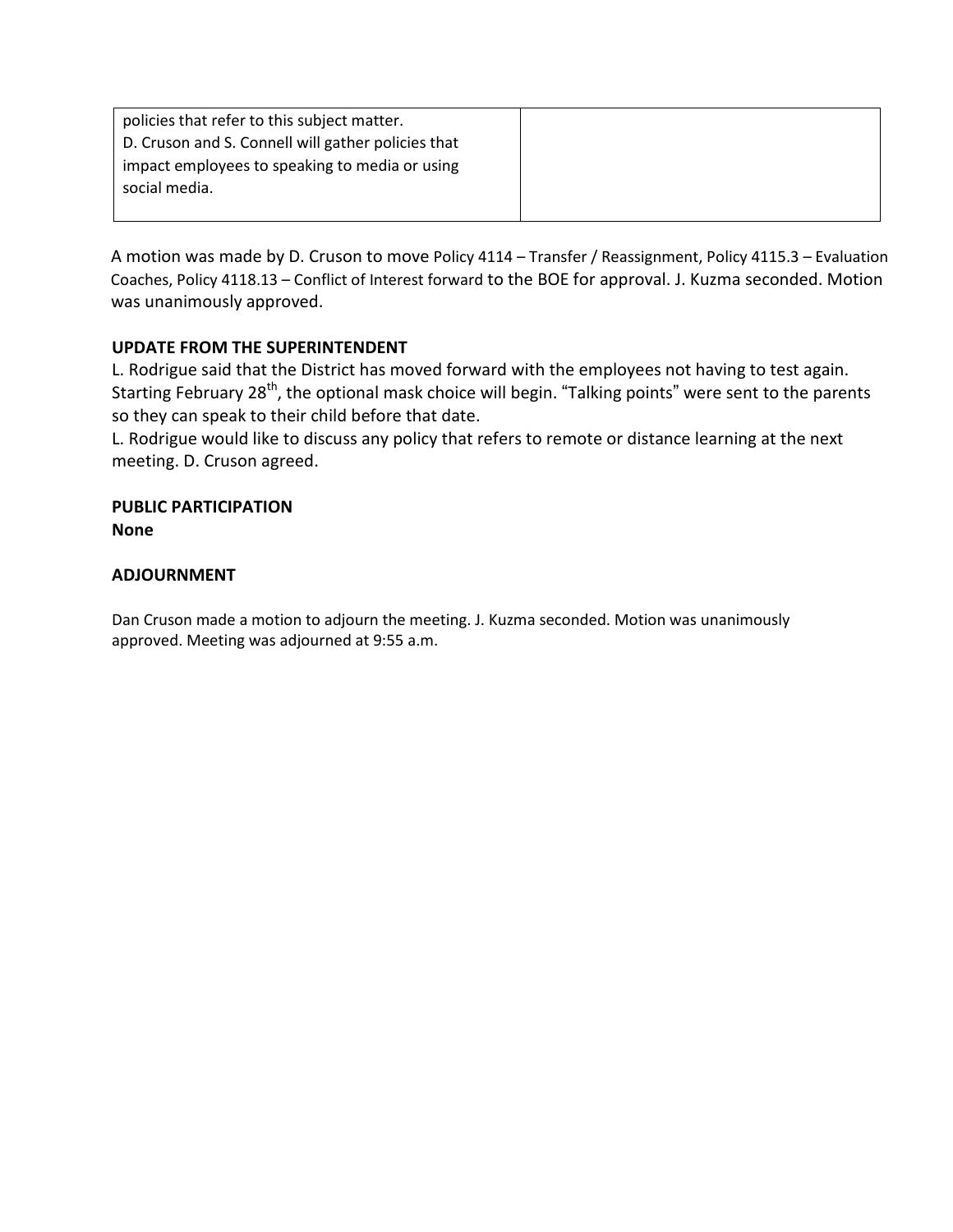| | |
|---|---|
| policies that refer to this subject matter.<br>D. Cruson and S. Connell will gather policies that impact employees to speaking to media or using social media. | |

A motion was made by D. Cruson to move Policy 4114 – Transfer / Reassignment, Policy 4115.3 – Evaluation Coaches, Policy 4118.13 – Conflict of Interest forward to the BOE for approval. J. Kuzma seconded. Motion was unanimously approved.

**UPDATE FROM THE SUPERINTENDENT**

L. Rodrigue said that the District has moved forward with the employees not having to test again. Starting February 28th, the optional mask choice will begin. "Talking points" were sent to the parents so they can speak to their child before that date.

L. Rodrigue would like to discuss any policy that refers to remote or distance learning at the next meeting. D. Cruson agreed.

**PUBLIC PARTICIPATION**

**None**

**ADJOURNMENT**

Dan Cruson made a motion to adjourn the meeting. J. Kuzma seconded. Motion was unanimously approved. Meeting was adjourned at 9:55 a.m.